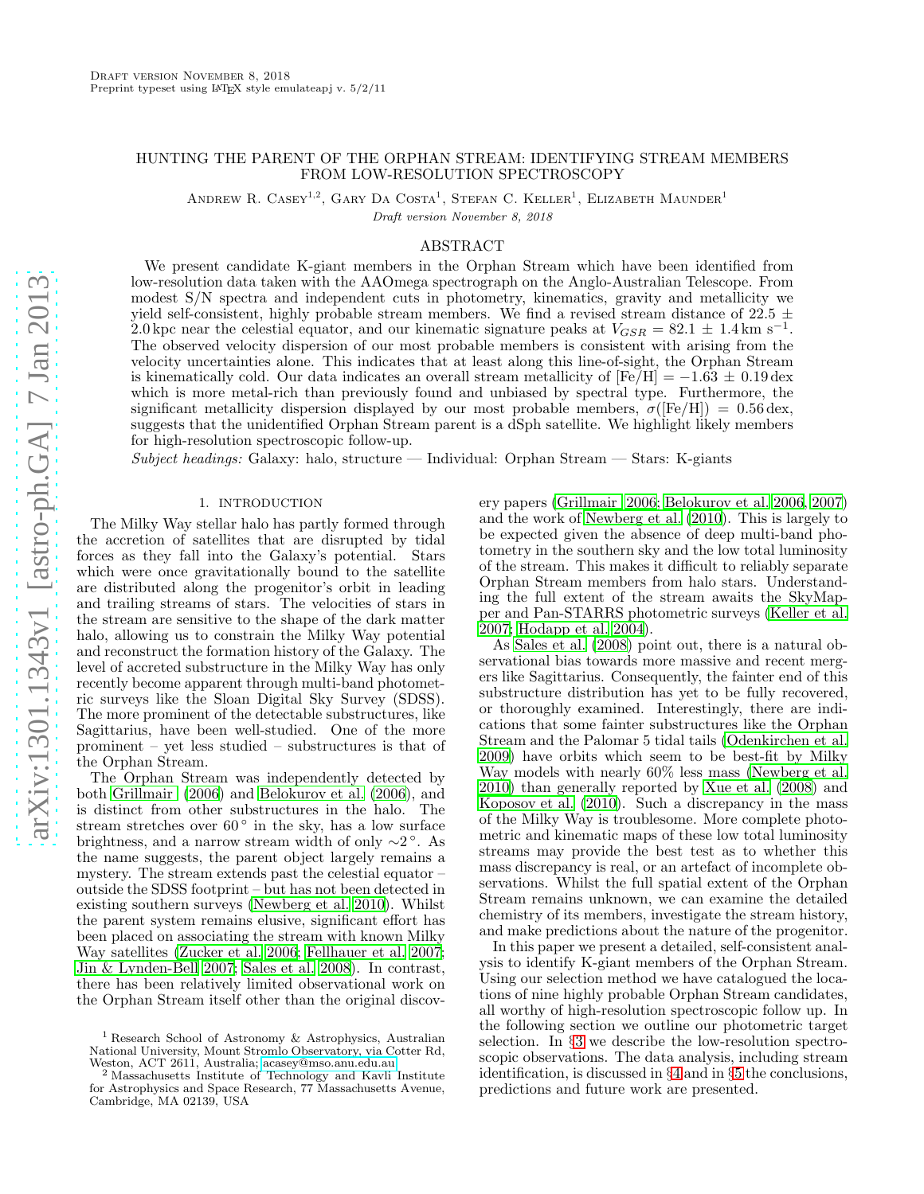Draft version November 8, 2018
Preprint typeset using LaTeX style emulateapj v. 5/2/11

# HUNTING THE PARENT OF THE ORPHAN STREAM: IDENTIFYING STREAM MEMBERS FROM LOW-RESOLUTION SPECTROSCOPY

Andrew R. Casey[1,2], Gary Da Costa[1], Stefan C. Keller[1], Elizabeth Maunder[1]

*Draft version November 8, 2018*

## ABSTRACT

We present candidate K-giant members in the Orphan Stream which have been identified from low-resolution data taken with the AAOmega spectrograph on the Anglo-Australian Telescope. From modest S/N spectra and independent cuts in photometry, kinematics, gravity and metallicity we yield self-consistent, highly probable stream members. We find a revised stream distance of $22.5 \pm 2.0$ kpc near the celestial equator, and our kinematic signature peaks at $V_{GSR} = 82.1 \pm 1.4\,\mathrm{km\ s^{-1}}$. The observed velocity dispersion of our most probable members is consistent with arising from the velocity uncertainties alone. This indicates that at least along this line-of-sight, the Orphan Stream is kinematically cold. Our data indicates an overall stream metallicity of $\mathrm{[Fe/H]} = -1.63 \pm 0.19$ dex which is more metal-rich than previously found and unbiased by spectral type. Furthermore, the significant metallicity dispersion displayed by our most probable members, $\sigma(\mathrm{[Fe/H]}) = 0.56$ dex, suggests that the unidentified Orphan Stream parent is a dSph satellite. We highlight likely members for high-resolution spectroscopic follow-up.

*Subject headings:* Galaxy: halo, structure — Individual: Orphan Stream — Stars: K-giants

## 1. INTRODUCTION

The Milky Way stellar halo has partly formed through the accretion of satellites that are disrupted by tidal forces as they fall into the Galaxy's potential. Stars which were once gravitationally bound to the satellite are distributed along the progenitor's orbit in leading and trailing streams of stars. The velocities of stars in the stream are sensitive to the shape of the dark matter halo, allowing us to constrain the Milky Way potential and reconstruct the formation history of the Galaxy. The level of accreted substructure in the Milky Way has only recently become apparent through multi-band photometric surveys like the Sloan Digital Sky Survey (SDSS). The more prominent of the detectable substructures, like Sagittarius, have been well-studied. One of the more prominent – yet less studied – substructures is that of the Orphan Stream.

The Orphan Stream was independently detected by both Grillmair (2006) and Belokurov et al. (2006), and is distinct from other substructures in the halo. The stream stretches over $60^\circ$ in the sky, has a low surface brightness, and a narrow stream width of only $\sim 2^\circ$. As the name suggests, the parent object largely remains a mystery. The stream extends past the celestial equator – outside the SDSS footprint – but has not been detected in existing southern surveys (Newberg et al. 2010). Whilst the parent system remains elusive, significant effort has been placed on associating the stream with known Milky Way satellites (Zucker et al. 2006; Fellhauer et al. 2007; Jin & Lynden-Bell 2007; Sales et al. 2008). In contrast, there has been relatively limited observational work on the Orphan Stream itself other than the original discovery papers (Grillmair 2006; Belokurov et al. 2006, 2007) and the work of Newberg et al. (2010). This is largely to be expected given the absence of deep multi-band photometry in the southern sky and the low total luminosity of the stream. This makes it difficult to reliably separate Orphan Stream members from halo stars. Understanding the full extent of the stream awaits the SkyMapper and Pan-STARRS photometric surveys (Keller et al. 2007; Hodapp et al. 2004).

As Sales et al. (2008) point out, there is a natural observational bias towards more massive and recent mergers like Sagittarius. Consequently, the fainter end of this substructure distribution has yet to be fully recovered, or thoroughly examined. Interestingly, there are indications that some fainter substructures like the Orphan Stream and the Palomar 5 tidal tails (Odenkirchen et al. 2009) have orbits which seem to be best-fit by Milky Way models with nearly 60% less mass (Newberg et al. 2010) than generally reported by Xue et al. (2008) and Koposov et al. (2010). Such a discrepancy in the mass of the Milky Way is troublesome. More complete photometric and kinematic maps of these low total luminosity streams may provide the best test as to whether this mass discrepancy is real, or an artefact of incomplete observations. Whilst the full spatial extent of the Orphan Stream remains unknown, we can examine the detailed chemistry of its members, investigate the stream history, and make predictions about the nature of the progenitor.

In this paper we present a detailed, self-consistent analysis to identify K-giant members of the Orphan Stream. Using our selection method we have catalogued the locations of nine highly probable Orphan Stream candidates, all worthy of high-resolution spectroscopic follow up. In the following section we outline our photometric target selection. In §3 we describe the low-resolution spectroscopic observations. The data analysis, including stream identification, is discussed in §4 and in §5 the conclusions, predictions and future work are presented.

[1] Research School of Astronomy & Astrophysics, Australian National University, Mount Stromlo Observatory, via Cotter Rd, Weston, ACT 2611, Australia; acasey@mso.anu.edu.au

[2] Massachusetts Institute of Technology and Kavli Institute for Astrophysics and Space Research, 77 Massachusetts Avenue, Cambridge, MA 02139, USA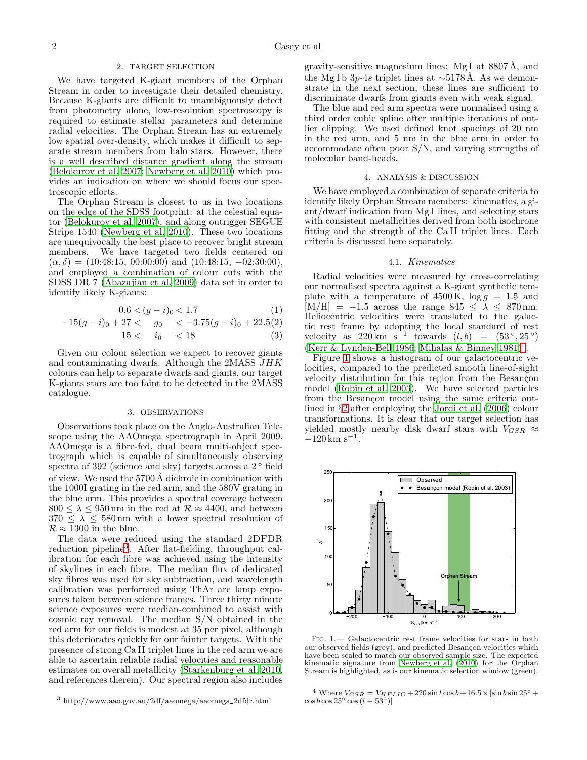## 2. TARGET SELECTION

We have targeted K-giant members of the Orphan Stream in order to investigate their detailed chemistry. Because K-giants are difficult to unambiguously detect from photometry alone, low-resolution spectroscopy is required to estimate stellar parameters and determine radial velocities. The Orphan Stream has an extremely low spatial over-density, which makes it difficult to separate stream members from halo stars. However, there is a well described distance gradient along the stream (Belokurov et al. 2007; Newberg et al. 2010) which provides an indication on where we should focus our spectroscopic efforts.

The Orphan Stream is closest to us in two locations on the edge of the SDSS footprint: at the celestial equator (Belokurov et al. 2007), and along outrigger SEGUE Stripe 1540 (Newberg et al. 2010). These two locations are unequivocally the best place to recover bright stream members. We have targeted two fields centered on $(\alpha, \delta)$ = (10:48:15, 00:00:00) and (10:48:15, −02:30:00), and employed a combination of colour cuts with the SDSS DR 7 (Abazajian et al. 2009) data set in order to identify likely K-giants:

$$0.6 < (g-i)_0 < 1.7 \tag{1}$$

$$-15(g-i)_0 + 27 < \quad g_0 \quad < -3.75(g-i)_0 + 22.5 \tag{2}$$

$$15 < \quad i_0 \quad < 18 \tag{3}$$

Given our colour selection we expect to recover giants and contaminating dwarfs. Although the 2MASS $JHK$ colours can help to separate dwarfs and giants, our target K-giants stars are too faint to be detected in the 2MASS catalogue.

## 3. OBSERVATIONS

Observations took place on the Anglo-Australian Telescope using the AAOmega spectrograph in April 2009. AAOmega is a fibre-fed, dual beam multi-object spectrograph which is capable of simultaneously observing spectra of 392 (science and sky) targets across a 2° field of view. We used the 5700 Å dichroic in combination with the 1000I grating in the red arm, and the 580V grating in the blue arm. This provides a spectral coverage between $800 \leq \lambda \leq 950$ nm in the red at $\mathcal{R} \approx 4400$, and between $370 \leq \lambda \leq 580$ nm with a lower spectral resolution of $\mathcal{R} \approx 1300$ in the blue.

The data were reduced using the standard 2DFDR reduction pipeline[3]. After flat-fielding, throughput calibration for each fibre was achieved using the intensity of skylines in each fibre. The median flux of dedicated sky fibres was used for sky subtraction, and wavelength calibration was performed using ThAr arc lamp exposures taken between science frames. Three thirty minute science exposures were median-combined to assist with cosmic ray removal. The median S/N obtained in the red arm for our fields is modest at 35 per pixel, although this deteriorates quickly for our fainter targets. With the presence of strong Ca II triplet lines in the red arm we are able to ascertain reliable radial velocities and reasonable estimates on overall metallicity (Starkenburg et al. 2010, and references therein). Our spectral region also includes gravity-sensitive magnesium lines: Mg I at 8807 Å, and the Mg I b $3p$-$4s$ triplet lines at ∼5178 Å. As we demonstrate in the next section, these lines are sufficient to discriminate dwarfs from giants even with weak signal.

The blue and red arm spectra were normalised using a third order cubic spline after multiple iterations of outlier clipping. We used defined knot spacings of 20 nm in the red arm, and 5 nm in the blue arm in order to accommodate often poor S/N, and varying strengths of molecular band-heads.

[3] http://www.aao.gov.au/2df/aaomega/aaomega_2dfdr.html

## 4. ANALYSIS & DISCUSSION

We have employed a combination of separate criteria to identify likely Orphan Stream members: kinematics, a giant/dwarf indication from Mg I lines, and selecting stars with consistent metallicities derived from both isochrone fitting and the strength of the Ca II triplet lines. Each criteria is discussed here separately.

### 4.1. *Kinematics*

Radial velocities were measured by cross-correlating our normalised spectra against a K-giant synthetic template with a temperature of 4500 K, $\log g = 1.5$ and $[\mathrm{M/H}] = -1.5$ across the range $845 \leq \lambda \leq 870$ nm. Heliocentric velocities were translated to the galactic rest frame by adopting the local standard of rest velocity as 220 km s$^{-1}$ towards $(l, b) = (53°, 25°)$ (Kerr & Lynden-Bell 1986; Mihalas & Binney 1981)[4].

Figure 1 shows a histogram of our galactocentric velocities, compared to the predicted smooth line-of-sight velocity distribution for this region from the Besançon model (Robin et al. 2003). We have selected particles from the Besançon model using the same criteria outlined in §2 after employing the Jordi et al. (2006) colour transformations. It is clear that our target selection has yielded mostly nearby disk dwarf stars with $V_{GSR} \approx -120$ km s$^{-1}$.

Fig. 1.— Galactocentric rest frame velocities for stars in both our observed fields (grey), and predicted Besançon velocities which have been scaled to match our observed sample size. The expected kinematic signature from Newberg et al. (2010) for the Orphan Stream is highlighted, as is our kinematic selection window (green).

[4] Where $V_{GSR} = V_{HELIO} + 220 \sin l \cos b + 16.5 \times [\sin b \sin 25° + \cos b \cos 25° \cos (l - 53°)]$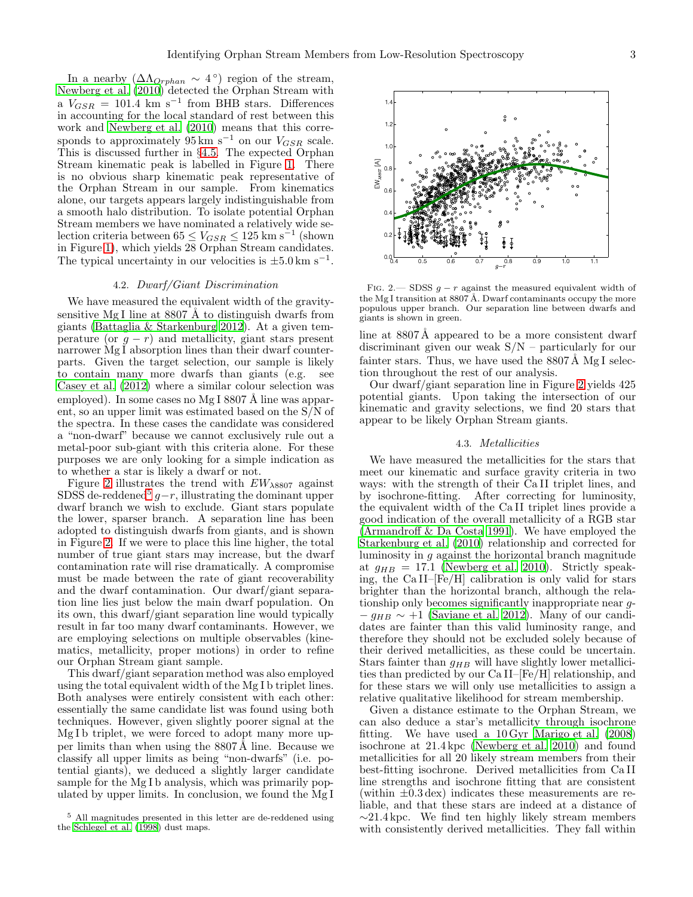In a nearby ($\Delta\Lambda_{Orphan} \sim 4^\circ$) region of the stream, Newberg et al. (2010) detected the Orphan Stream with a $V_{GSR} = 101.4$ km s$^{-1}$ from BHB stars. Differences in accounting for the local standard of rest between this work and Newberg et al. (2010) means that this corresponds to approximately 95 km s$^{-1}$ on our $V_{GSR}$ scale. This is discussed further in §4.5. The expected Orphan Stream kinematic peak is labelled in Figure 1. There is no obvious sharp kinematic peak representative of the Orphan Stream in our sample. From kinematics alone, our targets appears largely indistinguishable from a smooth halo distribution. To isolate potential Orphan Stream members we have nominated a relatively wide selection criteria between $65 \leq V_{GSR} \leq 125$ km s$^{-1}$ (shown in Figure 1), which yields 28 Orphan Stream candidates. The typical uncertainty in our velocities is $\pm 5.0$ km s$^{-1}$.

### 4.2. *Dwarf/Giant Discrimination*

We have measured the equivalent width of the gravity-sensitive Mg I line at 8807 Å to distinguish dwarfs from giants (Battaglia & Starkenburg 2012). At a given temperature (or $g-r$) and metallicity, giant stars present narrower Mg I absorption lines than their dwarf counterparts. Given the target selection, our sample is likely to contain many more dwarfs than giants (e.g. see Casey et al. (2012) where a similar colour selection was employed). In some cases no Mg I 8807 Å line was apparent, so an upper limit was estimated based on the S/N of the spectra. In these cases the candidate was considered a "non-dwarf" because we cannot exclusively rule out a metal-poor sub-giant with this criteria alone. For these purposes we are only looking for a simple indication as to whether a star is likely a dwarf or not.

Figure 2 illustrates the trend with $EW_{\lambda 8807}$ against SDSS de-reddened[5] $g-r$, illustrating the dominant upper dwarf branch we wish to exclude. Giant stars populate the lower, sparser branch. A separation line has been adopted to distinguish dwarfs from giants, and is shown in Figure 2. If we were to place this line higher, the total number of true giant stars may increase, but the dwarf contamination rate will rise dramatically. A compromise must be made between the rate of giant recoverability and the dwarf contamination. Our dwarf/giant separation line lies just below the main dwarf population. On its own, this dwarf/giant separation line would typically result in far too many dwarf contaminants. However, we are employing selections on multiple observables (kinematics, metallicity, proper motions) in order to refine our Orphan Stream giant sample.

This dwarf/giant separation method was also employed using the total equivalent width of the Mg I b triplet lines. Both analyses were entirely consistent with each other: essentially the same candidate list was found using both techniques. However, given slightly poorer signal at the Mg I b triplet, we were forced to adopt many more upper limits than when using the 8807 Å line. Because we classify all upper limits as being "non-dwarfs" (i.e. potential giants), we deduced a slightly larger candidate sample for the Mg I b analysis, which was primarily populated by upper limits. In conclusion, we found the Mg I line at 8807 Å appeared to be a more consistent dwarf discriminant given our weak S/N – particularly for our fainter stars. Thus, we have used the 8807 Å Mg I selection throughout the rest of our analysis.

[5] All magnitudes presented in this letter are de-reddened using the Schlegel et al. (1998) dust maps.

FIG. 2.— SDSS $g-r$ against the measured equivalent width of the Mg I transition at 8807 Å. Dwarf contaminants occupy the more populous upper branch. Our separation line between dwarfs and giants is shown in green.

Our dwarf/giant separation line in Figure 2 yields 425 potential giants. Upon taking the intersection of our kinematic and gravity selections, we find 20 stars that appear to be likely Orphan Stream giants.

### 4.3. *Metallicities*

We have measured the metallicities for the stars that meet our kinematic and surface gravity criteria in two ways: with the strength of their Ca II triplet lines, and by isochrone-fitting. After correcting for luminosity, the equivalent width of the Ca II triplet lines provide a good indication of the overall metallicity of a RGB star (Armandroff & Da Costa 1991). We have employed the Starkenburg et al. (2010) relationship and corrected for luminosity in $g$ against the horizontal branch magnitude at $g_{HB} = 17.1$ (Newberg et al. 2010). Strictly speaking, the Ca II–[Fe/H] calibration is only valid for stars brighter than the horizontal branch, although the relationship only becomes significantly inappropriate near $g - g_{HB} \sim +1$ (Saviane et al. 2012). Many of our candidates are fainter than this valid luminosity range, and therefore they should not be excluded solely because of their derived metallicities, as these could be uncertain. Stars fainter than $g_{HB}$ will have slightly lower metallicities than predicted by our Ca II–[Fe/H] relationship, and for these stars we will only use metallicities to assign a relative qualitative likelihood for stream membership.

Given a distance estimate to the Orphan Stream, we can also deduce a star's metallicity through isochrone fitting. We have used a 10 Gyr Marigo et al. (2008) isochrone at 21.4 kpc (Newberg et al. 2010) and found metallicities for all 20 likely stream members from their best-fitting isochrone. Derived metallicities from Ca II line strengths and isochrone fitting that are consistent (within $\pm 0.3$ dex) indicates these measurements are reliable, and that these stars are indeed at a distance of $\sim$21.4 kpc. We find ten highly likely stream members with consistently derived metallicities. They fall within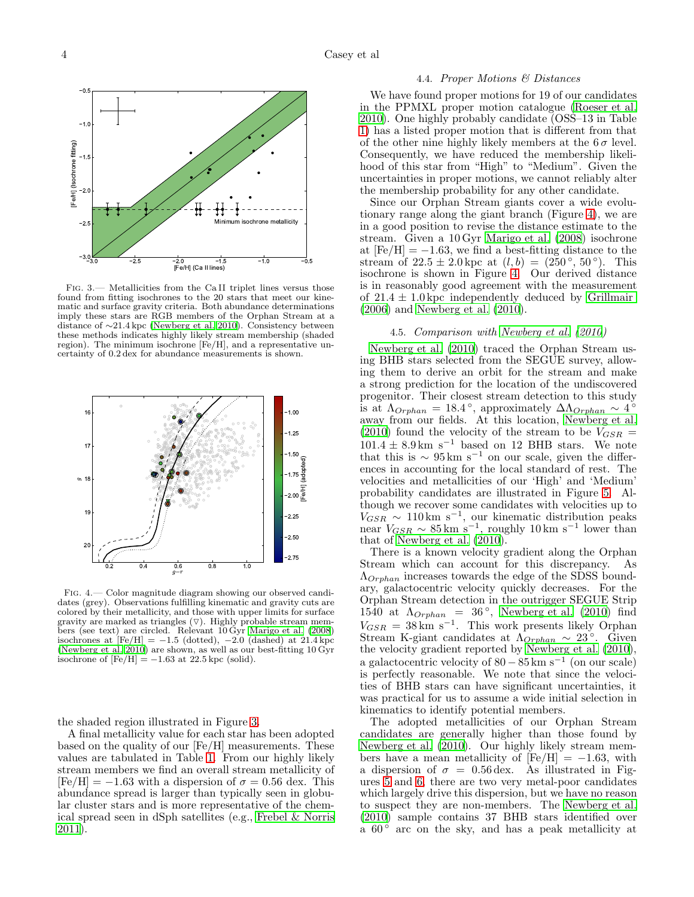FIG. 3.— Metallicities from the Ca II triplet lines versus those found from fitting isochrones to the 20 stars that meet our kinematic and surface gravity criteria. Both abundance determinations imply these stars are RGB members of the Orphan Stream at a distance of ∼21.4 kpc (Newberg et al. 2010). Consistency between these methods indicates highly likely stream membership (shaded region). The minimum isochrone [Fe/H], and a representative uncertainty of 0.2 dex for abundance measurements is shown.

FIG. 4.— Color magnitude diagram showing our observed candidates (grey). Observations fulfilling kinematic and gravity cuts are colored by their metallicity, and those with upper limits for surface gravity are marked as triangles (▽). Highly probable stream members (see text) are circled. Relevant 10 Gyr Marigo et al. (2008) isochrones at [Fe/H] = −1.5 (dotted), −2.0 (dashed) at 21.4 kpc (Newberg et al. 2010) are shown, as well as our best-fitting 10 Gyr isochrone of [Fe/H] = −1.63 at 22.5 kpc (solid).

the shaded region illustrated in Figure 3.

A final metallicity value for each star has been adopted based on the quality of our [Fe/H] measurements. These values are tabulated in Table 1. From our highly likely stream members we find an overall stream metallicity of [Fe/H] = −1.63 with a dispersion of $\sigma = 0.56$ dex. This abundance spread is larger than typically seen in globular cluster stars and is more representative of the chemical spread seen in dSph satellites (e.g., Frebel & Norris 2011).

### 4.4. *Proper Motions & Distances*

We have found proper motions for 19 of our candidates in the PPMXL proper motion catalogue (Roeser et al. 2010). One highly probably candidate (OSS–13 in Table 1) has a listed proper motion that is different from that of the other nine highly likely members at the $6\,\sigma$ level. Consequently, we have reduced the membership likelihood of this star from "High" to "Medium". Given the uncertainties in proper motions, we cannot reliably alter the membership probability for any other candidate.

Since our Orphan Stream giants cover a wide evolutionary range along the giant branch (Figure 4), we are in a good position to revise the distance estimate to the stream. Given a 10 Gyr Marigo et al. (2008) isochrone at [Fe/H] = −1.63, we find a best-fitting distance to the stream of $22.5 \pm 2.0$ kpc at $(l, b) = (250^\circ, 50^\circ)$. This isochrone is shown in Figure 4. Our derived distance is in reasonably good agreement with the measurement of $21.4 \pm 1.0$ kpc independently deduced by Grillmair (2006) and Newberg et al. (2010).

### 4.5. *Comparison with Newberg et al. (2010)*

Newberg et al. (2010) traced the Orphan Stream using BHB stars selected from the SEGUE survey, allowing them to derive an orbit for the stream and make a strong prediction for the location of the undiscovered progenitor. Their closest stream detection to this study is at $\Lambda_{Orphan} = 18.4^\circ$, approximately $\Delta\Lambda_{Orphan} \sim 4^\circ$ away from our fields. Newberg et al. (2010) found the velocity of the stream to be $V_{GSR} = 101.4 \pm 8.9\,\mathrm{km\ s^{-1}}$ based on 12 BHB stars. We note that this is $\sim 95\,\mathrm{km\ s^{-1}}$ on our scale, given the differences in accounting for the local standard of rest. The velocities and metallicities of our 'High' and 'Medium' probability candidates are illustrated in Figure 5. Although we recover some candidates with velocities up to $V_{GSR} \sim 110\,\mathrm{km\ s^{-1}}$, our kinematic distribution peaks near $V_{GSR} \sim 85\,\mathrm{km\ s^{-1}}$, roughly $10\,\mathrm{km\ s^{-1}}$ lower than that of Newberg et al. (2010).

There is a known velocity gradient along the Orphan Stream which can account for this discrepancy. As $\Lambda_{Orphan}$ increases towards the edge of the SDSS boundary, galactocentric velocity quickly decreases. For the Orphan Stream detection in the outrigger SEGUE Strip 1540 at $\Lambda_{Orphan} = 36^\circ$, Newberg et al. (2010) find $V_{GSR} = 38\,\mathrm{km\ s^{-1}}$. This work presents likely Orphan Stream K-giant candidates at $\Lambda_{Orphan} \sim 23^\circ$. Given the velocity gradient reported by Newberg et al. (2010), a galactocentric velocity of $80 - 85\,\mathrm{km\ s^{-1}}$ (on our scale) is perfectly reasonable. We note that since the velocities of BHB stars can have significant uncertainties, it was practical for us to assume a wide initial selection in kinematics to identify potential members.

The adopted metallicities of our Orphan Stream candidates are generally higher than those found by Newberg et al. (2010). Our highly likely stream members have a mean metallicity of [Fe/H] = −1.63, with a dispersion of $\sigma = 0.56$ dex. As illustrated in Figures 5 and 6, there are two very metal-poor candidates which largely drive this dispersion, but we have no reason to suspect they are non-members. The Newberg et al. (2010) sample contains 37 BHB stars identified over a $60^\circ$ arc on the sky, and has a peak metallicity at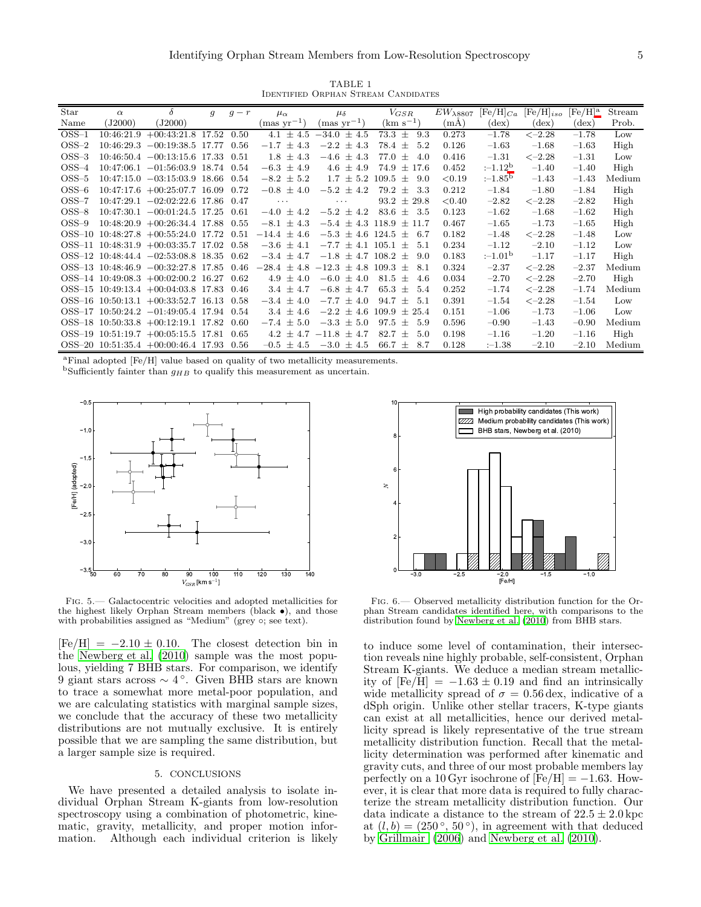TABLE 1
IDENTIFIED ORPHAN STREAM CANDIDATES

| Star Name | $\alpha$ (J2000) | $\delta$ (J2000) | $g$ | $g-r$ | $\mu_\alpha$ (mas yr$^{-1}$) | $\mu_\delta$ (mas yr$^{-1}$) | $V_{GSR}$ (km s$^{-1}$) | $EW_{\lambda 8807}$ (mÅ) | [Fe/H]$_{Ca}$ (dex) | [Fe/H]$_{iso}$ (dex) | [Fe/H][a] (dex) | Stream Prob. |
|---|---|---|---|---|---|---|---|---|---|---|---|---|
| OSS–1 | 10:46:21.9 | +00:43:21.8 | 17.52 | 0.50 | $4.1 \pm 4.5$ | $-34.0 \pm 4.5$ | $73.3 \pm 9.3$ | 0.273 | −1.78 | <−2.28 | −1.78 | Low |
| OSS–2 | 10:46:29.3 | −00:19:38.5 | 17.77 | 0.56 | $-1.7 \pm 4.3$ | $-2.2 \pm 4.3$ | $78.4 \pm 5.2$ | 0.126 | −1.63 | −1.68 | −1.63 | High |
| OSS–3 | 10:46:50.4 | −00:13:15.6 | 17.33 | 0.51 | $1.8 \pm 4.3$ | $-4.6 \pm 4.3$ | $77.0 \pm 4.0$ | 0.416 | −1.31 | <−2.28 | −1.31 | Low |
| OSS–4 | 10:47:06.1 | −01:56:03.9 | 18.74 | 0.54 | $-6.3 \pm 4.9$ | $4.6 \pm 4.9$ | $74.9 \pm 17.6$ | 0.452 | :−1.12[b] | −1.40 | −1.40 | High |
| OSS–5 | 10:47:15.0 | −03:15:03.9 | 18.66 | 0.54 | $-8.2 \pm 5.2$ | $1.7 \pm 5.2$ | $109.5 \pm 9.0$ | <0.19 | :−1.85[b] | −1.43 | −1.43 | Medium |
| OSS–6 | 10:47:17.6 | +00:25:07.7 | 16.09 | 0.72 | $-0.8 \pm 4.0$ | $-5.2 \pm 4.2$ | $79.2 \pm 3.3$ | 0.212 | −1.84 | −1.80 | −1.84 | High |
| OSS–7 | 10:47:29.1 | −02:02:22.6 | 17.86 | 0.47 | ··· | ··· | $93.2 \pm 29.8$ | <0.40 | −2.82 | <−2.28 | −2.82 | High |
| OSS–8 | 10:47:30.1 | −00:01:24.5 | 17.25 | 0.61 | $-4.0 \pm 4.2$ | $-5.2 \pm 4.2$ | $83.6 \pm 3.5$ | 0.123 | −1.62 | −1.68 | −1.62 | High |
| OSS–9 | 10:48:20.9 | +00:26:34.4 | 17.88 | 0.55 | $-8.1 \pm 4.3$ | $-5.4 \pm 4.3$ | $118.9 \pm 11.7$ | 0.467 | −1.65 | −1.73 | −1.65 | High |
| OSS–10 | 10:48:27.8 | +00:55:24.0 | 17.72 | 0.51 | $-14.4 \pm 4.6$ | $-5.3 \pm 4.6$ | $124.5 \pm 6.7$ | 0.182 | −1.48 | <−2.28 | −1.48 | Low |
| OSS–11 | 10:48:31.9 | +00:03:35.7 | 17.02 | 0.58 | $-3.6 \pm 4.1$ | $-7.7 \pm 4.1$ | $105.1 \pm 5.1$ | 0.234 | −1.12 | −2.10 | −1.12 | Low |
| OSS–12 | 10:48:44.4 | −02:53:08.8 | 18.35 | 0.62 | $-3.4 \pm 4.7$ | $-1.8 \pm 4.7$ | $108.2 \pm 9.0$ | 0.183 | :−1.01[b] | −1.17 | −1.17 | High |
| OSS–13 | 10:48:46.9 | −00:32:27.8 | 17.85 | 0.46 | $-28.4 \pm 4.8$ | $-12.3 \pm 4.8$ | $109.3 \pm 8.1$ | 0.324 | −2.37 | <−2.28 | −2.37 | Medium |
| OSS–14 | 10:49:08.3 | +00:02:00.2 | 16.27 | 0.62 | $4.9 \pm 4.0$ | $-6.0 \pm 4.0$ | $81.5 \pm 4.6$ | 0.034 | −2.70 | <−2.28 | −2.70 | High |
| OSS–15 | 10:49:13.4 | +00:04:03.8 | 17.83 | 0.46 | $3.4 \pm 4.7$ | $-6.8 \pm 4.7$ | $65.3 \pm 5.4$ | 0.252 | −1.74 | <−2.28 | −1.74 | Medium |
| OSS–16 | 10:50:13.1 | +00:33:52.7 | 16.13 | 0.58 | $-3.4 \pm 4.0$ | $-7.7 \pm 4.0$ | $94.7 \pm 5.1$ | 0.391 | −1.54 | <−2.28 | −1.54 | Low |
| OSS–17 | 10:50:24.2 | −01:49:05.4 | 17.94 | 0.54 | $3.4 \pm 4.6$ | $-2.2 \pm 4.6$ | $109.9 \pm 25.4$ | 0.151 | −1.06 | −1.73 | −1.06 | Low |
| OSS–18 | 10:50:33.8 | +00:12:19.1 | 17.82 | 0.60 | $-7.4 \pm 5.0$ | $-3.3 \pm 5.0$ | $97.5 \pm 5.9$ | 0.596 | −0.90 | −1.43 | −0.90 | Medium |
| OSS–19 | 10:51:19.7 | +00:05:15.5 | 17.81 | 0.65 | $4.2 \pm 4.7$ | $-11.8 \pm 4.7$ | $82.7 \pm 5.0$ | 0.198 | −1.16 | −1.20 | −1.16 | High |
| OSS–20 | 10:51:35.4 | +00:00:46.4 | 17.93 | 0.56 | $-0.5 \pm 4.5$ | $-3.0 \pm 4.5$ | $66.7 \pm 8.7$ | 0.128 | :−1.38 | −2.10 | −2.10 | Medium |

[a]Final adopted [Fe/H] value based on quality of two metallicity measurements.
[b]Sufficiently fainter than $g_{HB}$ to qualify this measurement as uncertain.

FIG. 5.— Galactocentric velocities and adopted metallicities for the highest likely Orphan Stream members (black •), and those with probabilities assigned as "Medium" (grey ◦; see text).

FIG. 6.— Observed metallicity distribution function for the Orphan Stream candidates identified here, with comparisons to the distribution found by Newberg et al. (2010) from BHB stars.

[Fe/H] $= -2.10 \pm 0.10$. The closest detection bin in the Newberg et al. (2010) sample was the most populous, yielding 7 BHB stars. For comparison, we identify 9 giant stars across $\sim 4^\circ$. Given BHB stars are known to trace a somewhat more metal-poor population, and we are calculating statistics with marginal sample sizes, we conclude that the accuracy of these two metallicity distributions are not mutually exclusive. It is entirely possible that we are sampling the same distribution, but a larger sample size is required.

## 5. CONCLUSIONS

We have presented a detailed analysis to isolate individual Orphan Stream K-giants from low-resolution spectroscopy using a combination of photometric, kinematic, gravity, metallicity, and proper motion information. Although each individual criterion is likely to induce some level of contamination, their intersection reveals nine highly probable, self-consistent, Orphan Stream K-giants. We deduce a median stream metallicity of [Fe/H] $= -1.63 \pm 0.19$ and find an intrinsically wide metallicity spread of $\sigma = 0.56$ dex, indicative of a dSph origin. Unlike other stellar tracers, K-type giants can exist at all metallicities, hence our derived metallicity spread is likely representative of the true stream metallicity distribution function. Recall that the metallicity determination was performed after kinematic and gravity cuts, and three of our most probable members lay perfectly on a 10 Gyr isochrone of [Fe/H] $= -1.63$. However, it is clear that more data is required to fully characterize the stream metallicity distribution function. Our data indicate a distance to the stream of $22.5 \pm 2.0$ kpc at $(l, b) = (250^\circ, 50^\circ)$, in agreement with that deduced by Grillmair (2006) and Newberg et al. (2010).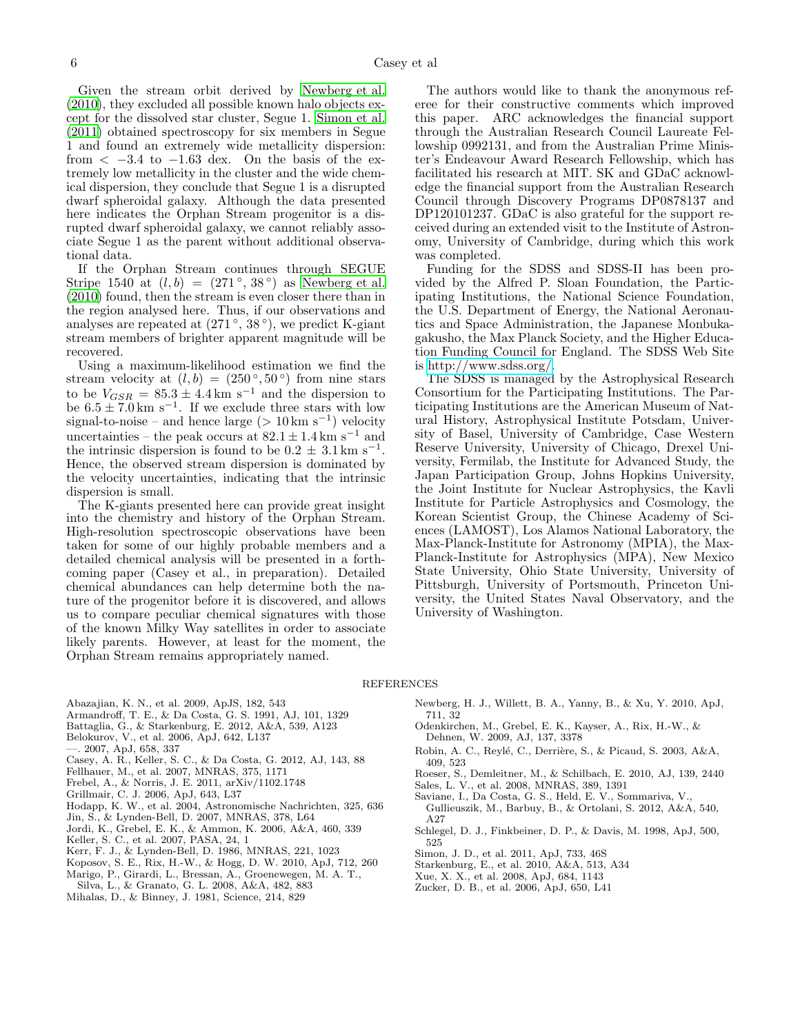Given the stream orbit derived by Newberg et al. (2010), they excluded all possible known halo objects except for the dissolved star cluster, Segue 1. Simon et al. (2011) obtained spectroscopy for six members in Segue 1 and found an extremely wide metallicity dispersion: from $< -3.4$ to $-1.63$ dex. On the basis of the extremely low metallicity in the cluster and the wide chemical dispersion, they conclude that Segue 1 is a disrupted dwarf spheroidal galaxy. Although the data presented here indicates the Orphan Stream progenitor is a disrupted dwarf spheroidal galaxy, we cannot reliably associate Segue 1 as the parent without additional observational data.

If the Orphan Stream continues through SEGUE Stripe 1540 at $(l, b) = (271^\circ, 38^\circ)$ as Newberg et al. (2010) found, then the stream is even closer there than in the region analysed here. Thus, if our observations and analyses are repeated at $(271^\circ, 38^\circ)$, we predict K-giant stream members of brighter apparent magnitude will be recovered.

Using a maximum-likelihood estimation we find the stream velocity at $(l, b) = (250^\circ, 50^\circ)$ from nine stars to be $V_{GSR} = 85.3 \pm 4.4\,\mathrm{km\ s^{-1}}$ and the dispersion to be $6.5 \pm 7.0\,\mathrm{km\ s^{-1}}$. If we exclude three stars with low signal-to-noise – and hence large ($> 10\,\mathrm{km\ s^{-1}}$) velocity uncertainties – the peak occurs at $82.1 \pm 1.4\,\mathrm{km\ s^{-1}}$ and the intrinsic dispersion is found to be $0.2 \pm 3.1\,\mathrm{km\ s^{-1}}$. Hence, the observed stream dispersion is dominated by the velocity uncertainties, indicating that the intrinsic dispersion is small.

The K-giants presented here can provide great insight into the chemistry and history of the Orphan Stream. High-resolution spectroscopic observations have been taken for some of our highly probable members and a detailed chemical analysis will be presented in a forthcoming paper (Casey et al., in preparation). Detailed chemical abundances can help determine both the nature of the progenitor before it is discovered, and allows us to compare peculiar chemical signatures with those of the known Milky Way satellites in order to associate likely parents. However, at least for the moment, the Orphan Stream remains appropriately named.

The authors would like to thank the anonymous referee for their constructive comments which improved this paper. ARC acknowledges the financial support through the Australian Research Council Laureate Fellowship 0992131, and from the Australian Prime Minister's Endeavour Award Research Fellowship, which has facilitated his research at MIT. SK and GDaC acknowledge the financial support from the Australian Research Council through Discovery Programs DP0878137 and DP120101237. GDaC is also grateful for the support received during an extended visit to the Institute of Astronomy, University of Cambridge, during which this work was completed.

Funding for the SDSS and SDSS-II has been provided by the Alfred P. Sloan Foundation, the Participating Institutions, the National Science Foundation, the U.S. Department of Energy, the National Aeronautics and Space Administration, the Japanese Monbukagakusho, the Max Planck Society, and the Higher Education Funding Council for England. The SDSS Web Site is http://www.sdss.org/.

The SDSS is managed by the Astrophysical Research Consortium for the Participating Institutions. The Participating Institutions are the American Museum of Natural History, Astrophysical Institute Potsdam, University of Basel, University of Cambridge, Case Western Reserve University, University of Chicago, Drexel University, Fermilab, the Institute for Advanced Study, the Japan Participation Group, Johns Hopkins University, the Joint Institute for Nuclear Astrophysics, the Kavli Institute for Particle Astrophysics and Cosmology, the Korean Scientist Group, the Chinese Academy of Sciences (LAMOST), Los Alamos National Laboratory, the Max-Planck-Institute for Astronomy (MPIA), the Max-Planck-Institute for Astrophysics (MPA), New Mexico State University, Ohio State University, University of Pittsburgh, University of Portsmouth, Princeton University, the United States Naval Observatory, and the University of Washington.

## REFERENCES

Abazajian, K. N., et al. 2009, ApJS, 182, 543
Armandroff, T. E., & Da Costa, G. S. 1991, AJ, 101, 1329
Battaglia, G., & Starkenburg, E. 2012, A&A, 539, A123
Belokurov, V., et al. 2006, ApJ, 642, L137
—. 2007, ApJ, 658, 337
Casey, A. R., Keller, S. C., & Da Costa, G. 2012, AJ, 143, 88
Fellhauer, M., et al. 2007, MNRAS, 375, 1171
Frebel, A., & Norris, J. E. 2011, arXiv/1102.1748
Grillmair, C. J. 2006, ApJ, 643, L37
Hodapp, K. W., et al. 2004, Astronomische Nachrichten, 325, 636
Jin, S., & Lynden-Bell, D. 2007, MNRAS, 378, L64
Jordi, K., Grebel, E. K., & Ammon, K. 2006, A&A, 460, 339
Keller, S. C., et al. 2007, PASA, 24, 1
Kerr, F. J., & Lynden-Bell, D. 1986, MNRAS, 221, 1023
Koposov, S. E., Rix, H.-W., & Hogg, D. W. 2010, ApJ, 712, 260
Marigo, P., Girardi, L., Bressan, A., Groenewegen, M. A. T., Silva, L., & Granato, G. L. 2008, A&A, 482, 883
Mihalas, D., & Binney, J. 1981, Science, 214, 829
Newberg, H. J., Willett, B. A., Yanny, B., & Xu, Y. 2010, ApJ, 711, 32
Odenkirchen, M., Grebel, E. K., Kayser, A., Rix, H.-W., & Dehnen, W. 2009, AJ, 137, 3378
Robin, A. C., Reylé, C., Derrière, S., & Picaud, S. 2003, A&A, 409, 523
Roeser, S., Demleitner, M., & Schilbach, E. 2010, AJ, 139, 2440
Sales, L. V., et al. 2008, MNRAS, 389, 1391
Saviane, I., Da Costa, G. S., Held, E. V., Sommariva, V., Gullieuszik, M., Barbuy, B., & Ortolani, S. 2012, A&A, 540, A27
Schlegel, D. J., Finkbeiner, D. P., & Davis, M. 1998, ApJ, 500, 525
Simon, J. D., et al. 2011, ApJ, 733, 46S
Starkenburg, E., et al. 2010, A&A, 513, A34
Xue, X. X., et al. 2008, ApJ, 684, 1143
Zucker, D. B., et al. 2006, ApJ, 650, L41